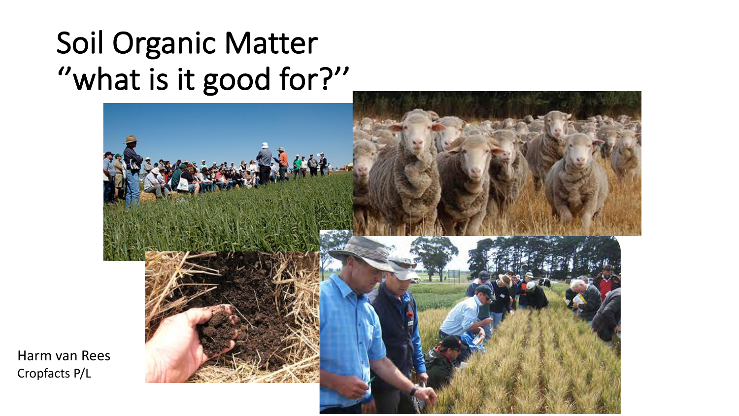# Soil Organic Matter "what is it good for?"

Harm van Rees
Cropfacts P/L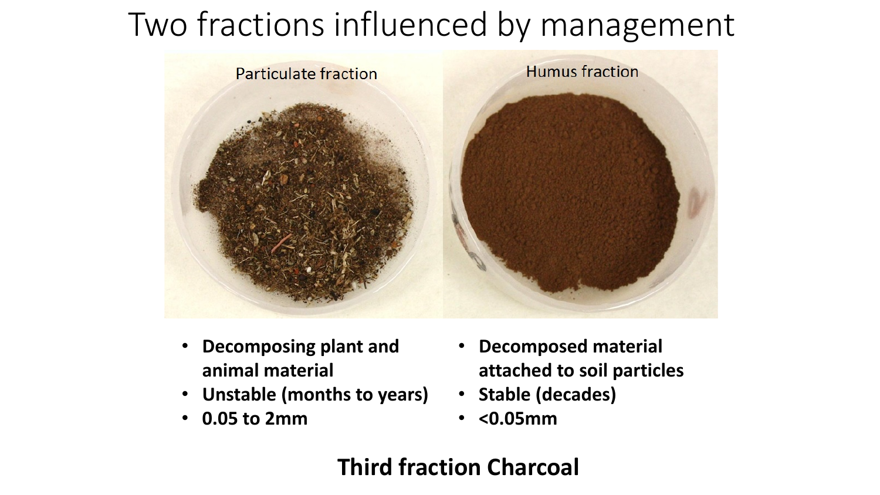# Two fractions influenced by management

Particulate fraction

- Decomposing plant and animal material
- Unstable (months to years)
- 0.05 to 2mm

Humus fraction

- Decomposed material attached to soil particles
- Stable (decades)
- <0.05mm

**Third fraction Charcoal**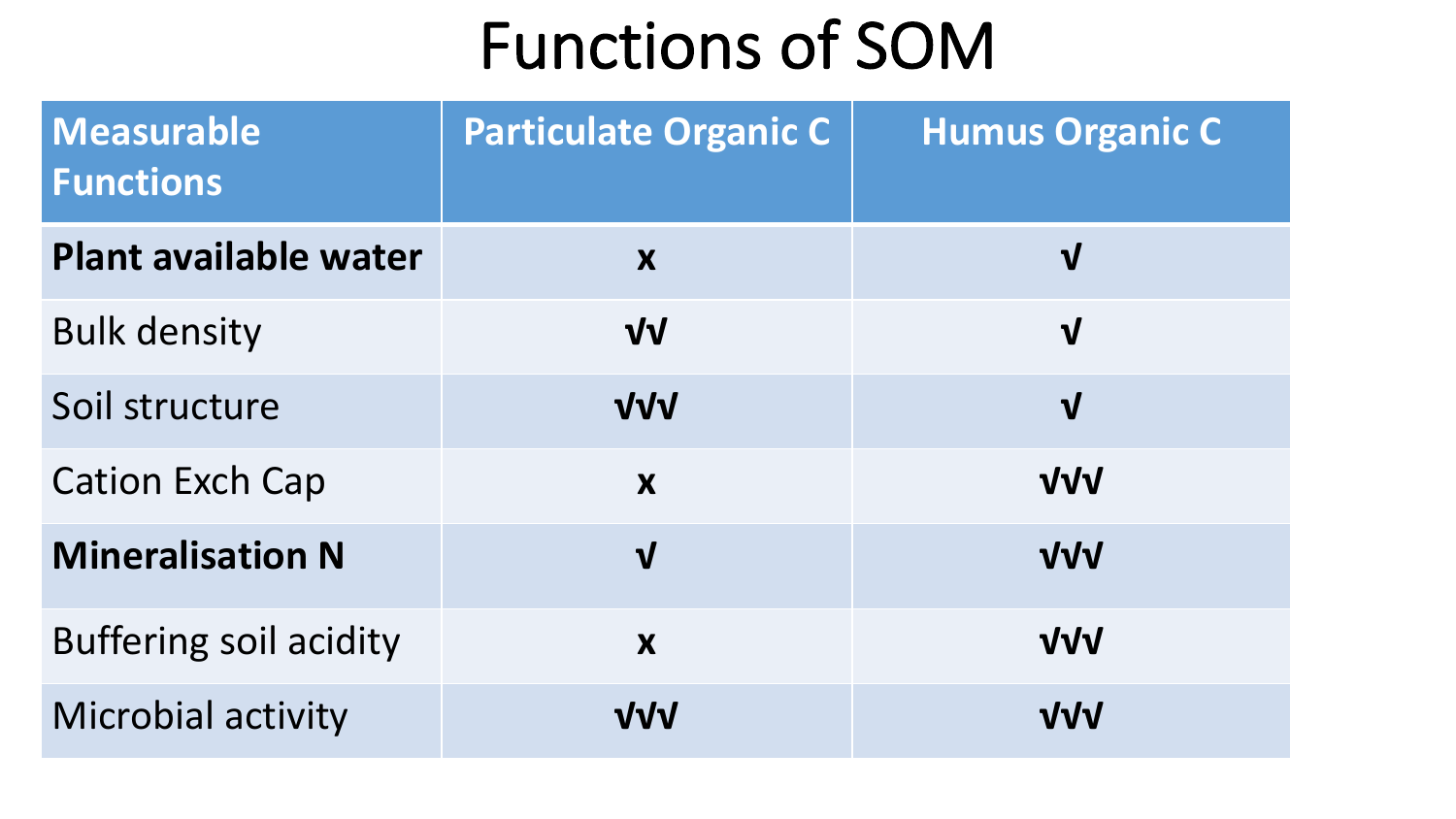# Functions of SOM

| Measurable Functions | Particulate Organic C | Humus Organic C |
|---|---|---|
| **Plant available water** | x | √ |
| Bulk density | √√ | √ |
| Soil structure | √√√ | √ |
| Cation Exch Cap | x | √√√ |
| **Mineralisation N** | √ | √√√ |
| Buffering soil acidity | x | √√√ |
| Microbial activity | √√√ | √√√ |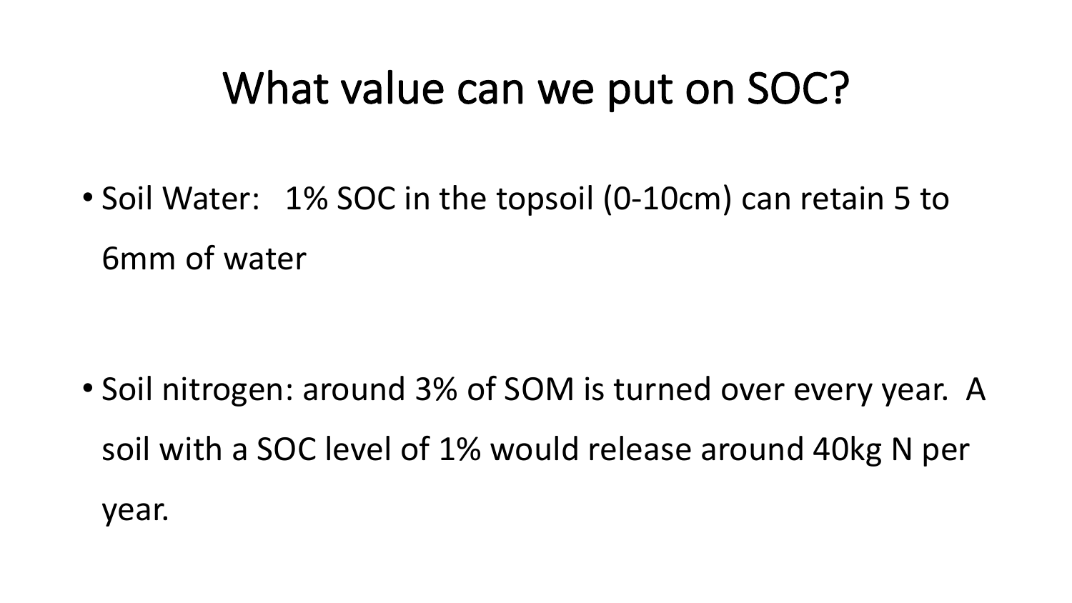# What value can we put on SOC?

- Soil Water: 1% SOC in the topsoil (0-10cm) can retain 5 to 6mm of water

- Soil nitrogen: around 3% of SOM is turned over every year. A soil with a SOC level of 1% would release around 40kg N per year.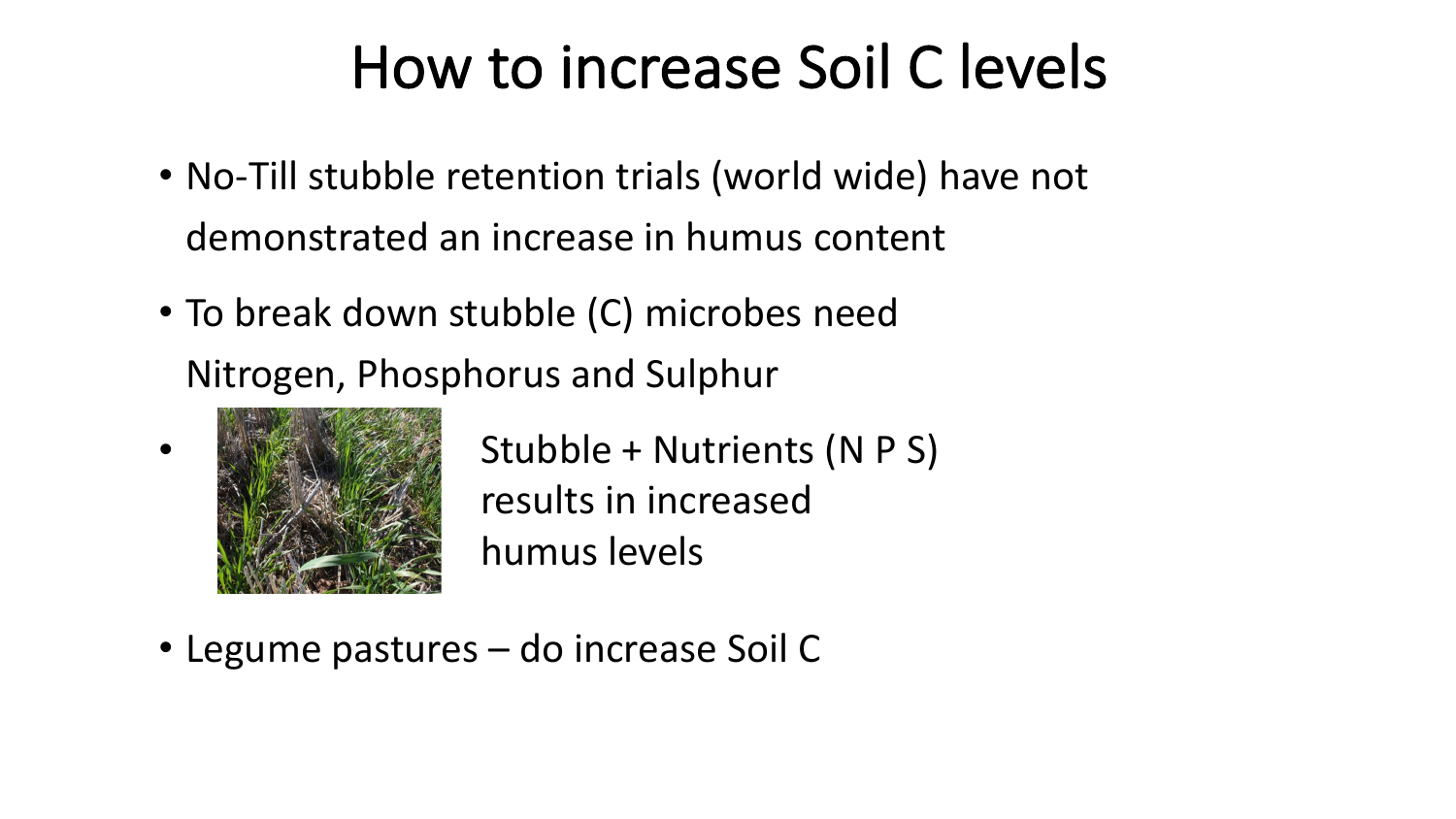# How to increase Soil C levels

- No-Till stubble retention trials (world wide) have not demonstrated an increase in humus content
- To break down stubble (C) microbes need Nitrogen, Phosphorus and Sulphur
- Stubble + Nutrients (N P S) results in increased humus levels
- Legume pastures – do increase Soil C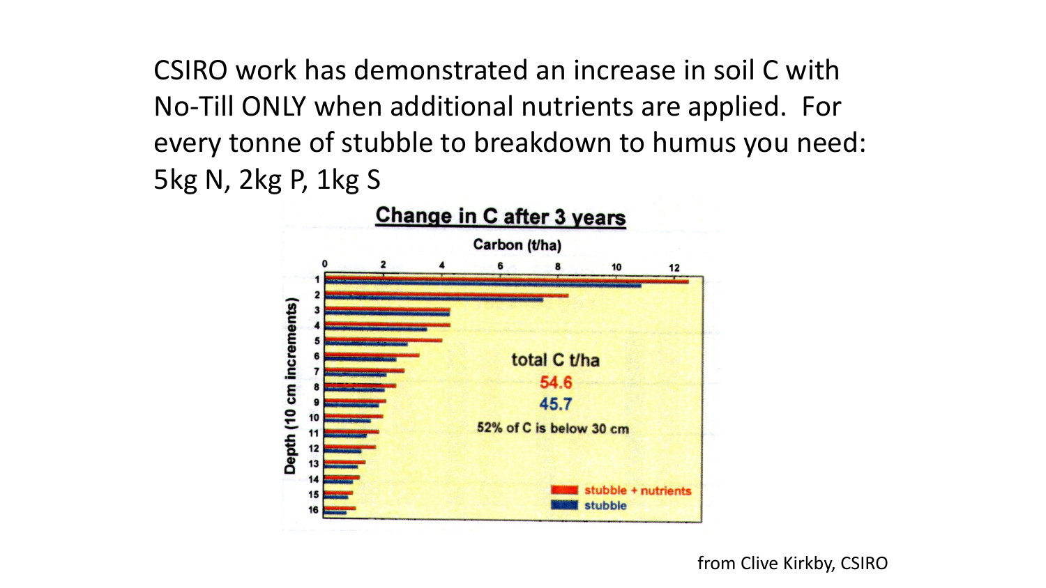CSIRO work has demonstrated an increase in soil C with No-Till ONLY when additional nutrients are applied. For every tonne of stubble to breakdown to humus you need: 5kg N, 2kg P, 1kg S

**Change in C after 3 years**

Carbon (t/ha)

Depth (10 cm increments)

total C t/ha

54.6

45.7

52% of C is below 30 cm

stubble + nutrients

stubble

from Clive Kirkby, CSIRO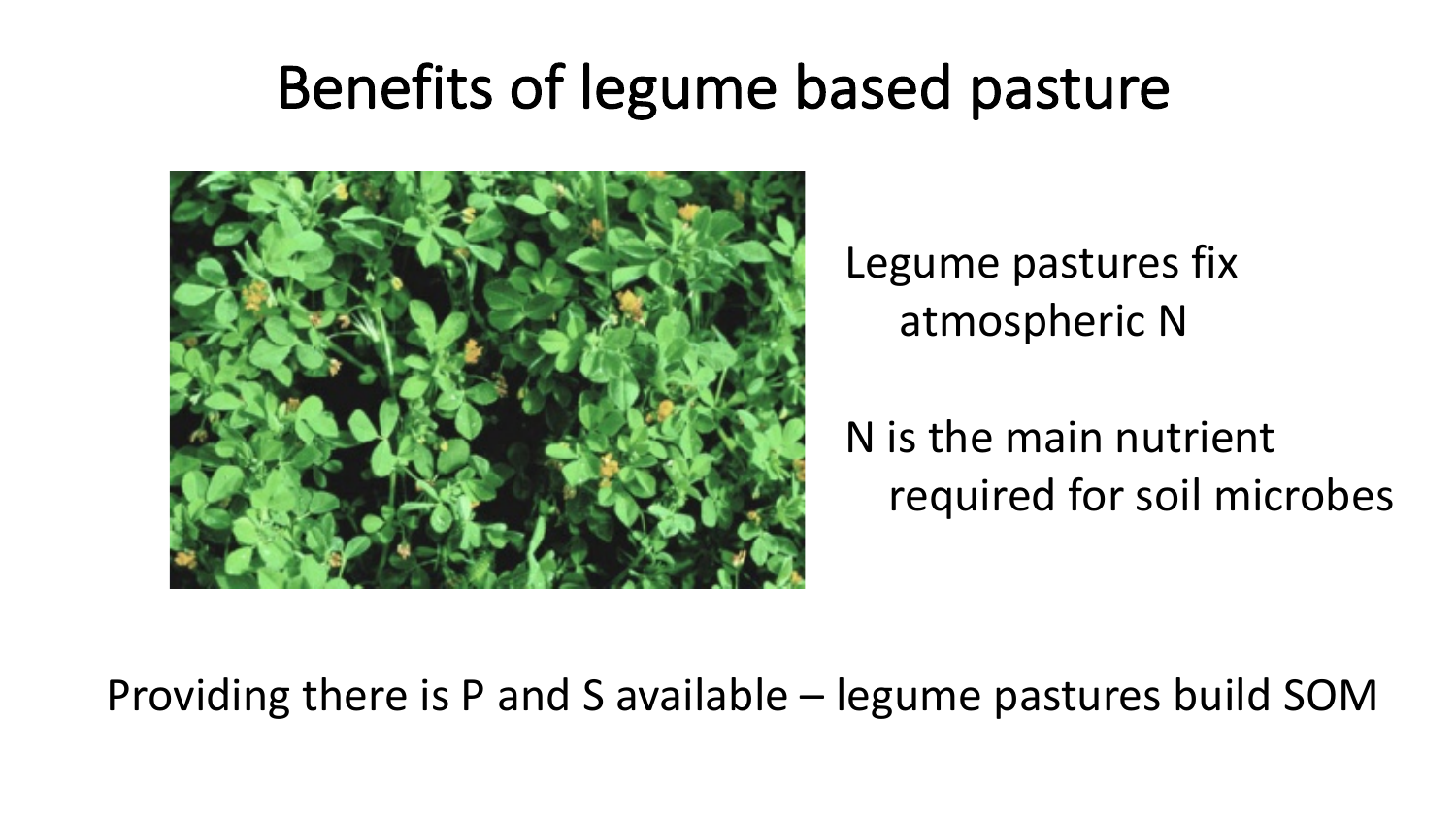# Benefits of legume based pasture

Legume pastures fix atmospheric N

N is the main nutrient required for soil microbes

Providing there is P and S available – legume pastures build SOM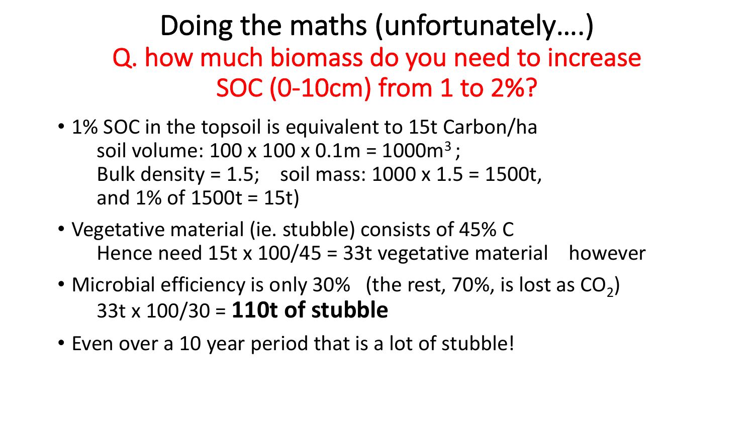# Doing the maths (unfortunately….)

## Q. how much biomass do you need to increase SOC (0-10cm) from 1 to 2%?

- 1% SOC in the topsoil is equivalent to 15t Carbon/ha
  soil volume: 100 x 100 x 0.1m = 1000$m^3$ ;
  Bulk density = 1.5;   soil mass: 1000 x 1.5 = 1500t,
  and 1% of 1500t = 15t)
- Vegetative material (ie. stubble) consists of 45% C
  Hence need 15t x 100/45 = 33t vegetative material   however
- Microbial efficiency is only 30%   (the rest, 70%, is lost as $CO_2$)
  33t x 100/30 = **110t of stubble**
- Even over a 10 year period that is a lot of stubble!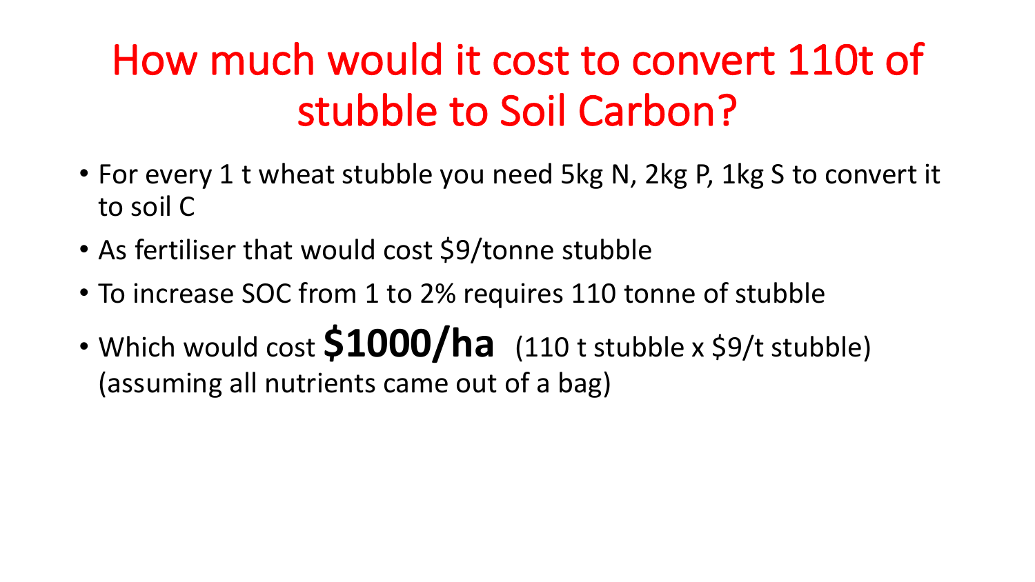# How much would it cost to convert 110t of stubble to Soil Carbon?

- For every 1 t wheat stubble you need 5kg N, 2kg P, 1kg S to convert it to soil C
- As fertiliser that would cost $9/tonne stubble
- To increase SOC from 1 to 2% requires 110 tonne of stubble
- Which would cost **$1000/ha** (110 t stubble x $9/t stubble) (assuming all nutrients came out of a bag)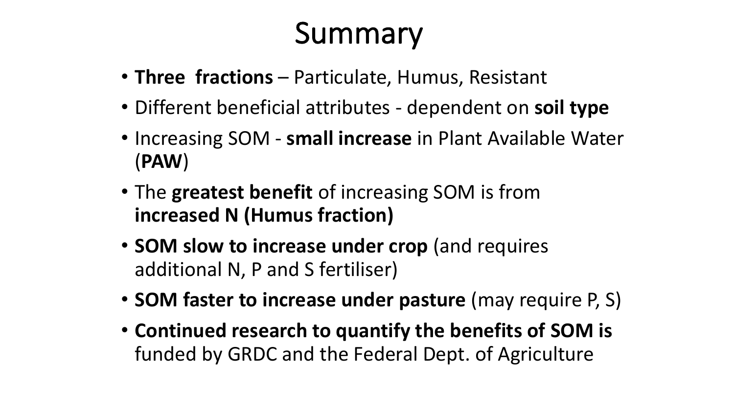# Summary

- **Three fractions** – Particulate, Humus, Resistant
- Different beneficial attributes - dependent on **soil type**
- Increasing SOM - **small increase** in Plant Available Water (**PAW**)
- The **greatest benefit** of increasing SOM is from **increased N (Humus fraction)**
- **SOM slow to increase under crop** (and requires additional N, P and S fertiliser)
- **SOM faster to increase under pasture** (may require P, S)
- **Continued research to quantify the benefits of SOM is** funded by GRDC and the Federal Dept. of Agriculture